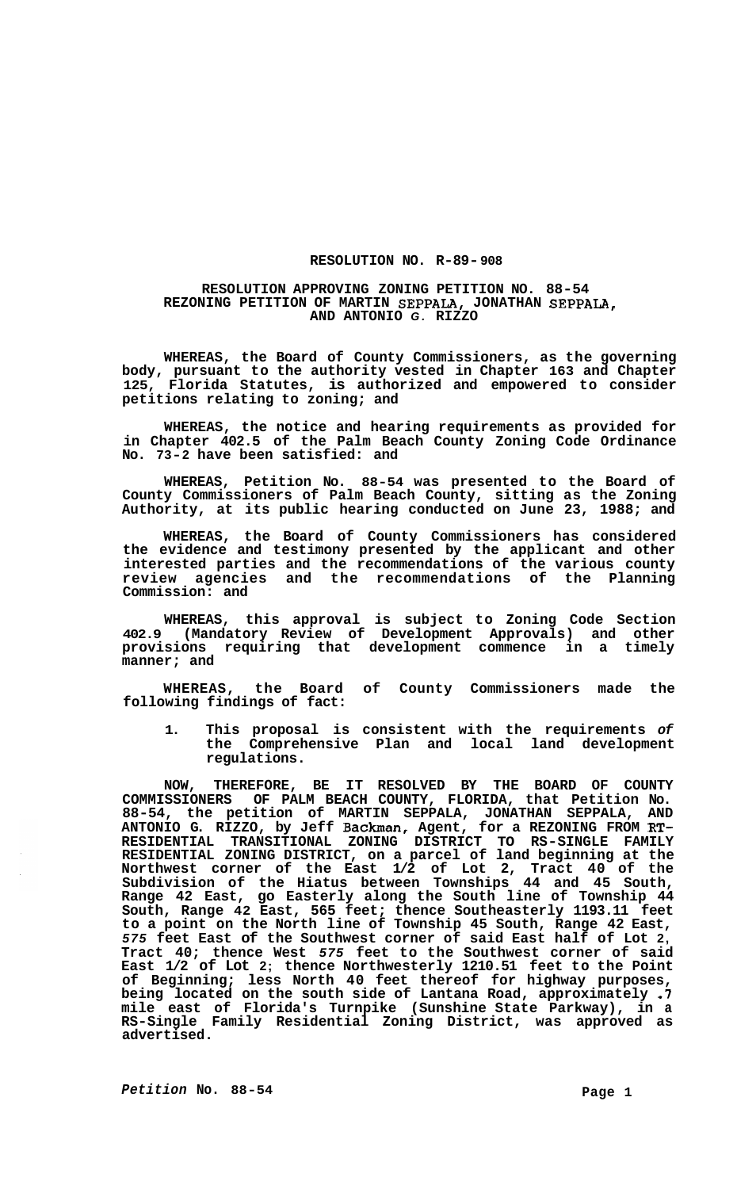**RESOLUTION NO. R-89-908**

**RESOLUTION APPROVING ZONING PETITION NO. 88-54 REZONING PETITION OF MARTIN SEPPALA, JONATHAN SEPPALA, AND ANTONIO G. RIZZO**

WHEREAS, the Board of County Commissioners, as the governing body, pursuant to the authority vested in Chapter 163 and Chapter 125, Florida Statutes, is authorized and empowered to consider petitions relating to zoning; and

WHEREAS, the notice and hearing requirements as provided for in Chapter 402.5 of the Palm Beach County Zoning Code Ordinance No. 73-2 have been satisfied: and

WHEREAS, Petition No. 88-54 was presented to the Board of County Commissioners of Palm Beach County, sitting as the Zoning Authority, at its public hearing conducted on June 23, 1988; and

WHEREAS, the Board of County Commissioners has considered the evidence and testimony presented by the applicant and other interested parties and the recommendations of the various county review agencies and the recommendations of the Planning Commission: and

WHEREAS, this approval is subject to Zoning Code Section 402.9 (Mandatory Review of Development Approvals) and other provisions requiring that development commence in a timely manner; and

WHEREAS, the Board of County Commissioners made the following findings of fact:

1. This proposal is consistent with the requirements *of* the Comprehensive Plan and local land development regulations.

NOW, THEREFORE, BE IT RESOLVED BY THE BOARD OF COUNTY COMMISSIONERS OF PALM BEACH COUNTY, FLORIDA, that Petition No. 88-54, the petition of MARTIN SEPPALA, JONATHAN SEPPALA, AND ANTONIO G. RIZZO, by Jeff Backman, Agent, for a REZONING FROM RT-RESIDENTIAL TRANSITIONAL ZONING DISTRICT TO RS-SINGLE FAMILY RESIDENTIAL ZONING DISTRICT, on a parcel of land beginning at the Northwest corner of the East 1/2 of Lot 2, Tract 40 of the Subdivision of the Hiatus between Townships 44 and 45 South, Range 42 East, go Easterly along the South line of Township 44 South, Range 42 East, 565 feet; thence Southeasterly 1193.11 feet to a point on the North line of Township 45 South, Range 42 East, 575 feet East of the Southwest corner of said East half of Lot 2, Tract 40; thence West 575 feet to the Southwest corner of said East 1/2 of Lot 2; thence Northwesterly 1210.51 feet to the Point of Beginning; less North 40 feet thereof for highway purposes, being located on the south side of Lantana Road, approximately .7 mile east of Florida's Turnpike (Sunshine State Parkway), in a RS-Single Family Residential Zoning District, was approved as advertised.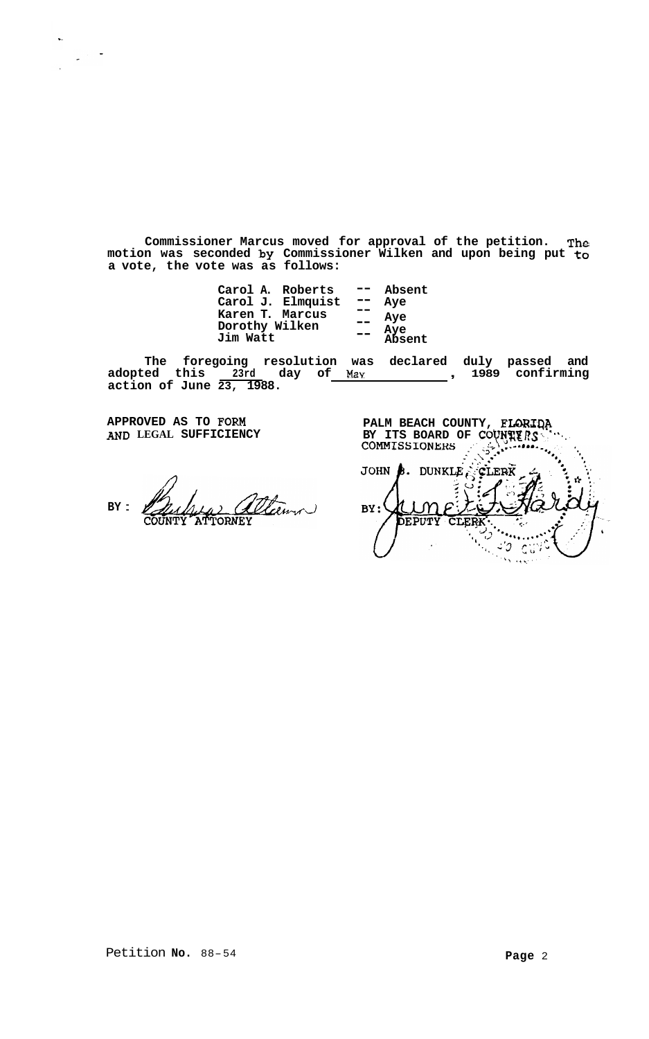Commissioner Marcus moved for approval of the petition. The motion was seconded by Commissioner Wilken and upon being put to a vote, the vote was as follows:

| | | |
|---|---|---|
| Carol A. Roberts | -- | Absent |
| Carol J. Elmquist | -- | Aye |
| Karen T. Marcus | -- | Aye |
| Dorothy Wilken | -- | Aye |
| Jim Watt | -- | Absent |

The foregoing resolution was declared duly passed and adopted this 23rd day of May, 1989 confirming action of June 23, 1988.

APPROVED AS TO FORM AND LEGAL SUFFICIENCY

BY: COUNTY ATTORNEY

PALM BEACH COUNTY, FLORIDA BY ITS BOARD OF COUNTY COMMISSIONERS

JOHN B. DUNKLE, CLERK

BY: DEPUTY CLERK

Petition No. 88-54